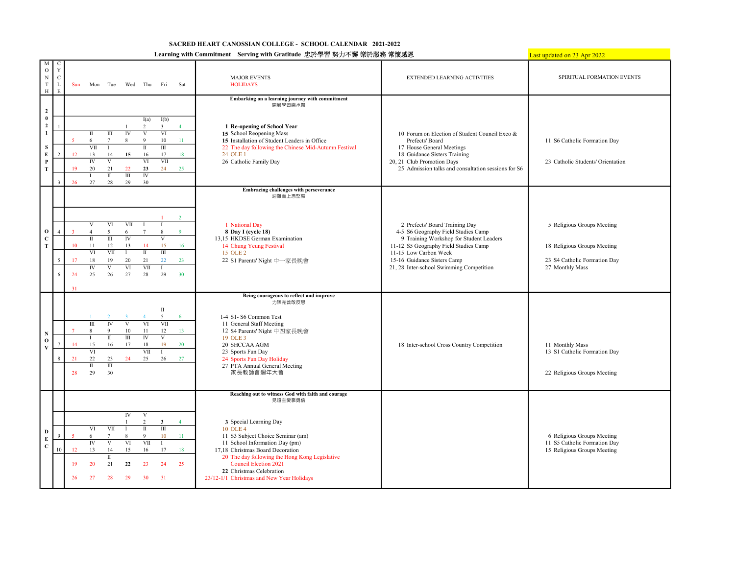# SACRED HEART CANOSSIAN COLLEGE - SCHOOL CALENDAR 2021-2022

**Learning with Commitment Serving with Gratitude 忠於學習 努力不懈 樂於服務 常懷感恩**

Last updated on 23 Apr 2022

| MONTH | CYCLE | Sun | Mon | Tue | Wed | Thu | Fri | Sat | MAJOR EVENTS / HOLIDAYS | EXTENDED LEARNING ACTIVITIES | SPIRITUAL FORMATION EVENTS |
|---|---|---|---|---|---|---|---|---|---|---|---|
| 2021 SEPT | | | | | | | | | **Embarking on a learning journey with commitment** 開展學習樂承擔 | | |
| | | | | | | I(a) | I(b) | | | | |
| | 1 | | | | 1 | 2 | 3 | 4 | **1 Re-opening of School Year** | | |
| | | | II | III | IV | V | VI | | **15** School Reopening Mass | 10 Forum on Election of Student Council Exco & Prefects' Board | 11 S6 Catholic Formation Day |
| | | 5 | 6 | 7 | 8 | 9 | 10 | 11 | **15** Installation of Student Leaders in Office | 17 House General Meetings | |
| | | | VII | I | | II | III | | 22 The day following the Chinese Mid-Autumn Festival | 18 Guidance Sisters Training | |
| | 2 | 12 | 13 | 14 | **15** | 16 | 17 | 18 | 24 OLE 1 | 20, 21 Club Promotion Days | 23 Catholic Students' Orientation |
| | | | IV | V | | VI | VII | | 26 Catholic Family Day | 25 Admission talks and consultation sessions for S6 | |
| | | 19 | 20 | 21 | 22 | **23** | 24 | 25 | | | |
| | | | I | II | III | IV | | | | | |
| | 3 | 26 | 27 | 28 | 29 | 30 | | | | | |
| OCT | | | | | | | | | **Embracing challenges with perseverance** 迎難而上憑堅毅 | | |
| | | | | | | | 1 | 2 | 1 National Day | 2 Prefects' Board Training Day | 5 Religious Groups Meeting |
| | | | V | VI | VII | I | I | | **8 Day I (cycle 18)** | 4-5 S6 Geography Field Studies Camp | |
| | 4 | 3 | 4 | 5 | 6 | 7 | 8 | 9 | 13,15 HKDSE German Examination | 9 Training Workshop for Student Leaders | 18 Religious Groups Meeting |
| | | | II | III | IV | | V | | 14 Chung Yeung Festival | 11-12 S5 Geography Field Studies Camp | |
| | | 10 | 11 | 12 | 13 | 14 | 15 | 16 | 15 OLE 2 | 11-15 Low Carbon Week | 23 S4 Catholic Formation Day |
| | | | VI | VII | I | II | III | | 22 S1 Parents' Night 中一家長晚會 | 15-16 Guidance Sisters Camp | 27 Monthly Mass |
| | 5 | 17 | 18 | 19 | 20 | 21 | 22 | 23 | | 21, 28 Inter-school Swimming Competition | |
| | | | IV | V | VI | VII | I | | | | |
| | 6 | 24 | 25 | 26 | 27 | 28 | 29 | 30 | | | |
| | | 31 | | | | | | | | | |
| NOV | | | | | | | | | **Being courageous to reflect and improve** 力臻完善敢反思 | | |
| | | | | | | | II | | 1-4 S1- S6 Common Test | | |
| | | | 1 | 2 | 3 | 4 | 5 | 6 | 11 General Staff Meeting | | |
| | | | III | IV | V | VI | VII | | 12 S4 Parents' Night 中四家長晚會 | | |
| | | 7 | 8 | 9 | 10 | 11 | 12 | 13 | 19 OLE 3 | | |
| | | | I | II | III | IV | V | | 20 SHCCAA AGM | 18 Inter-school Cross Country Competition | 11 Monthly Mass |
| | 7 | 14 | 15 | 16 | 17 | 18 | 19 | 20 | 23 Sports Fun Day | | 13 S1 Catholic Formation Day |
| | | | VI | | | VII | I | | 24 Sports Fun Day Holiday | | |
| | 8 | 21 | 22 | 23 | 24 | 25 | 26 | 27 | 27 PTA Annual General Meeting 家長教師會週年大會 | | 22 Religious Groups Meeting |
| | | | II | III | | | | | | | |
| | | 28 | 29 | 30 | | | | | | | |
| DEC | | | | | | | | | **Reaching out to witness God with faith and courage** 見證主愛靠勇信 | | |
| | | | | | IV | V | | | | | |
| | | | | | 1 | 2 | **3** | 4 | **3** Special Learning Day | | |
| | | | VI | VII | I | II | III | | 10 OLE 4 | | 6 Religious Groups Meeting |
| | 9 | 5 | 6 | 7 | 8 | 9 | 10 | 11 | 11 S3 Subject Choice Seminar (am) | | 11 S5 Catholic Formation Day |
| | | | IV | V | VI | VII | I | | 11 School Information Day (pm) | | 15 Religious Groups Meeting |
| | 10 | 12 | 13 | 14 | 15 | 16 | 17 | 18 | 17,18 Christmas Board Decoration | | |
| | | | | II | | | | | 20 The day following the Hong Kong Legislative Council Election 2021 | | |
| | | 19 | 20 | 21 | **22** | 23 | 24 | 25 | **22** Christmas Celebration | | |
| | | 26 | 27 | 28 | 29 | 30 | 31 | | 23/12-1/1 Christmas and New Year Holidays | | |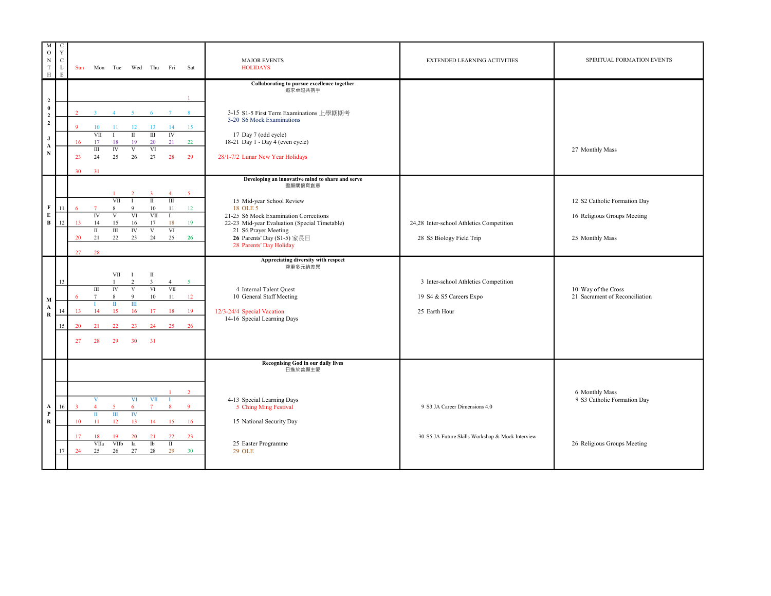| MONTH | CYCLE | Sun | Mon | Tue | Wed | Thu | Fri | Sat | MAJOR EVENTS / HOLIDAYS | EXTENDED LEARNING ACTIVITIES | SPIRITUAL FORMATION EVENTS |
|---|---|---|---|---|---|---|---|---|---|---|---|
| 2022 JAN | | | | | | | | 1 | **Collaborating to pursue excellence together** 追求卓越共携手 | | |
| | | 2 | 3 | 4 | 5 | 6 | 7 | 8 | 3-15 S1-5 First Term Examinations 上學期期考<br>3-20 S6 Mock Examinations | | |
| | | 9 | 10 | 11 | 12 | 13 | 14 | 15 | | | |
| | | | VII | I | II | III | IV | | | | |
| | | 16 | 17 | 18 | 19 | 20 | 21 | 22 | 17 Day 7 (odd cycle)<br>18-21 Day 1 - Day 4 (even cycle) | | |
| | | | III | IV | V | VI | | | | | |
| | | 23 | 24 | 25 | 26 | 27 | 28 | 29 | 28/1-7/2 Lunar New Year Holidays | | 27 Monthly Mass |
| | | 30 | 31 | | | | | | | | |
| FEB | | | | 1 | 2 | 3 | 4 | 5 | **Developing an innovative mind to share and serve** 靈顯關懷育創意 | | |
| | | | | VII | I | II | III | | | | |
| | 11 | 6 | 7 | 8 | 9 | 10 | 11 | 12 | 15 Mid-year School Review<br>18 OLE 5 | | 12 S2 Catholic Formation Day |
| | | | IV | V | VI | VII | I | | | | |
| | 12 | 13 | 14 | 15 | 16 | 17 | 18 | 19 | 21-25 S6 Mock Examination Corrections<br>22-23 Mid-year Evaluation (Special Timetable)<br>21 S6 Prayer Meeting | 24,28 Inter-school Athletics Competition | 16 Religious Groups Meeting |
| | | | II | III | IV | V | VI | | | | |
| | | 20 | 21 | 22 | 23 | 24 | 25 | **26** | **26** Parents' Day (S1-5) 家長日<br>28 Parents' Day Holiday | 28 S5 Biology Field Trip | 25 Monthly Mass |
| | | 27 | 28 | | | | | | | | |
| MAR | | | | VII | I | II | | | **Appreciating diversity with respect** 尊重多元納差異 | | |
| | 13 | | | 1 | 2 | 3 | 4 | 5 | | 3 Inter-school Athletics Competition | |
| | | | III | IV | V | VI | VII | | | | |
| | | 6 | 7 | 8 | 9 | 10 | 11 | 12 | 4 Internal Talent Quest<br>10 General Staff Meeting | 19 S4 & S5 Careers Expo | 10 Way of the Cross<br>21 Sacrament of Reconciliation |
| | | | I | II | III | | | | | | |
| | 14 | 13 | 14 | 15 | 16 | 17 | 18 | 19 | 12/3-24/4 Special Vacation<br>14-16 Special Learning Days | 25 Earth Hour | |
| | 15 | 20 | 21 | 22 | 23 | 24 | 25 | 26 | | | |
| | | 27 | 28 | 29 | 30 | 31 | | | | | |
| APR | | | | | | | | | **Recognising God in our daily lives** 日進於善顯主愛 | | |
| | | | | | | | 1 | 2 | | | |
| | | | V | | VI | VII | I | | | | 6 Monthly Mass<br>9 S3 Catholic Formation Day |
| | 16 | 3 | 4 | 5 | 6 | 7 | 8 | 9 | 4-13 Special Learning Days<br>5 Ching Ming Festival | 9 S3 JA Career Dimensions 4.0 | |
| | | | II | III | IV | | | | | | |
| | | 10 | 11 | 12 | 13 | 14 | 15 | 16 | 15 National Security Day | | |
| | | 17 | 18 | 19 | 20 | 21 | 22 | 23 | | 30 S5 JA Future Skills Workshop & Mock Interview | |
| | | | VIIa | VIIb | Ia | Ib | II | | | | |
| | 17 | 24 | 25 | 26 | 27 | 28 | 29 | 30 | 25 Easter Programme<br>29 OLE | | 26 Religious Groups Meeting |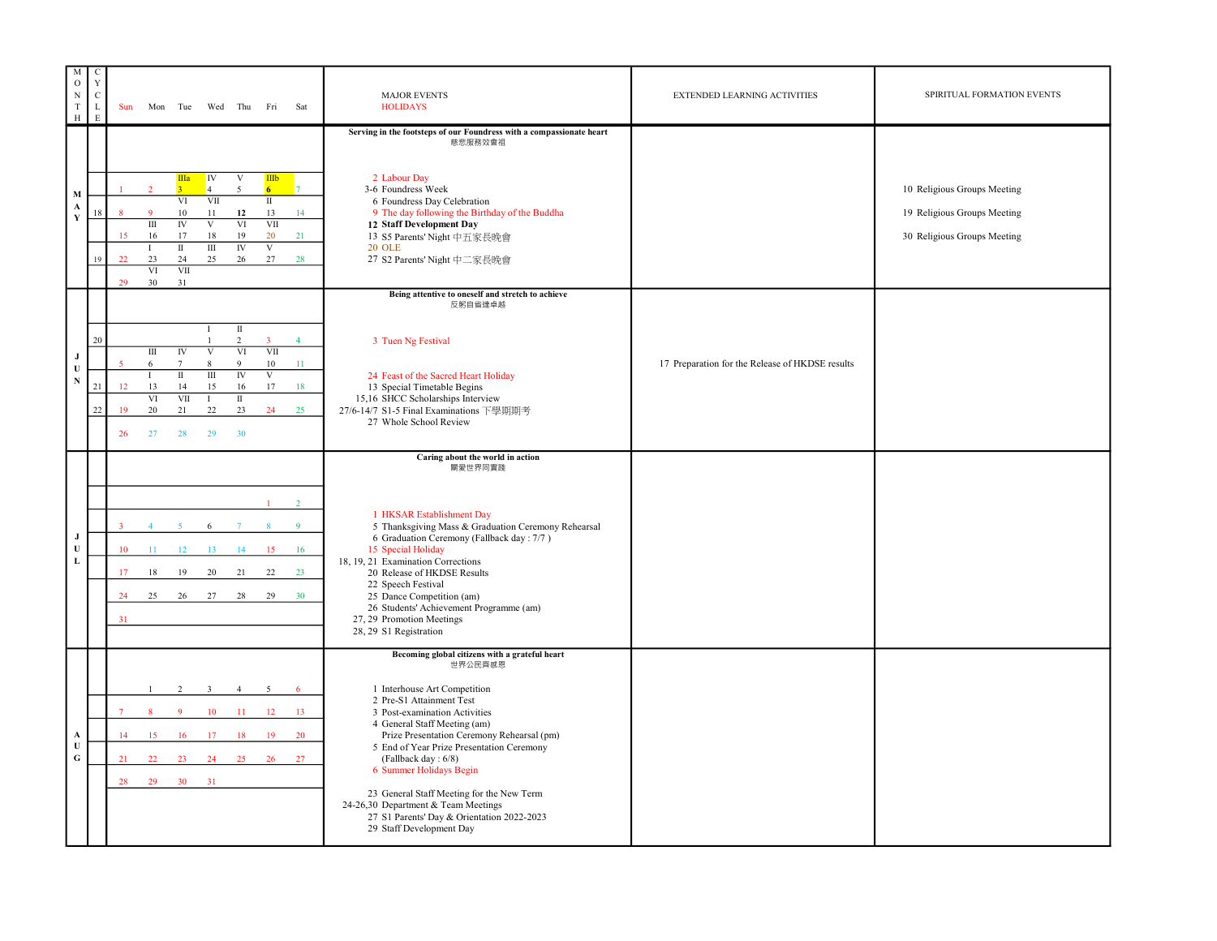| MONTH | CYCLE | Sun | Mon | Tue | Wed | Thu | Fri | Sat | MAJOR EVENTS HOLIDAYS | EXTENDED LEARNING ACTIVITIES | SPIRITUAL FORMATION EVENTS |
|---|---|---|---|---|---|---|---|---|---|---|---|
| MAY | | | | | | | | | **Serving in the footsteps of our Foundress with a compassionate heart** 慈悲服務效會祖 | | |
| | | | | IIIa | IV | V | IIIb | | | | |
| | | 1 | 2 | 3 | 4 | 5 | 6 | 7 | 2 Labour Day | | 10 Religious Groups Meeting |
| | | | | VI | VII | | II | | 3-6 Foundress Week | | |
| | 18 | 8 | 9 | 10 | 11 | 12 | 13 | 14 | 6 Foundress Day Celebration | | 19 Religious Groups Meeting |
| | | | III | IV | V | VI | VII | | 9 The day following the Birthday of the Buddha | | |
| | | 15 | 16 | 17 | 18 | 19 | 20 | 21 | 12 **Staff Development Day** | | 30 Religious Groups Meeting |
| | | | I | II | III | IV | V | | 13 S5 Parents' Night 中五家長晚會 | | |
| | 19 | 22 | 23 | 24 | 25 | 26 | 27 | 28 | 20 OLE | | |
| | | | VI | VII | | | | | 27 S2 Parents' Night 中二家長晚會 | | |
| | | 29 | 30 | 31 | | | | | | | |
| JUN | | | | | | | | | **Being attentive to oneself and stretch to achieve** 反躬自省達卓越 | | |
| | | | | | I | II | | | | | |
| | 20 | | | | 1 | 2 | 3 | 4 | 3 Tuen Ng Festival | | |
| | | | III | IV | V | VI | VII | | | | |
| | | 5 | 6 | 7 | 8 | 9 | 10 | 11 | | 17 Preparation for the Release of HKDSE results | |
| | | | I | II | III | IV | V | | 24 Feast of the Sacred Heart Holiday | | |
| | 21 | 12 | 13 | 14 | 15 | 16 | 17 | 18 | 13 Special Timetable Begins | | |
| | | | VI | VII | I | II | | | 15,16 SHCC Scholarships Interview | | |
| | 22 | 19 | 20 | 21 | 22 | 23 | 24 | 25 | 27/6-14/7 S1-5 Final Examinations 下學期期考 | | |
| | | 26 | 27 | 28 | 29 | 30 | | | 27 Whole School Review | | |
| JUL | | | | | | | | | **Caring about the world in action** 關愛世界同實踐 | | |
| | | | | | | | 1 | 2 | 1 HKSAR Establishment Day | | |
| | | 3 | 4 | 5 | 6 | 7 | 8 | 9 | 5 Thanksgiving Mass & Graduation Ceremony Rehearsal | | |
| | | | | | | | | | 6 Graduation Ceremony (Fallback day : 7/7 ) | | |
| | | 10 | 11 | 12 | 13 | 14 | 15 | 16 | 15 Special Holiday | | |
| | | | | | | | | | 18, 19, 21 Examination Corrections | | |
| | | 17 | 18 | 19 | 20 | 21 | 22 | 23 | 20 Release of HKDSE Results | | |
| | | | | | | | | | 22 Speech Festival | | |
| | | 24 | 25 | 26 | 27 | 28 | 29 | 30 | 25 Dance Competition (am) | | |
| | | | | | | | | | 26 Students' Achievement Programme (am) | | |
| | | 31 | | | | | | | 27, 29 Promotion Meetings | | |
| | | | | | | | | | 28, 29 S1 Registration | | |
| AUG | | | | | | | | | **Becoming global citizens with a grateful heart** 世界公民齊感恩 | | |
| | | | 1 | 2 | 3 | 4 | 5 | 6 | 1 Interhouse Art Competition | | |
| | | | | | | | | | 2 Pre-S1 Attainment Test | | |
| | | 7 | 8 | 9 | 10 | 11 | 12 | 13 | 3 Post-examination Activities | | |
| | | | | | | | | | 4 General Staff Meeting (am) | | |
| | | 14 | 15 | 16 | 17 | 18 | 19 | 20 | Prize Presentation Ceremony Rehearsal (pm) | | |
| | | | | | | | | | 5 End of Year Prize Presentation Ceremony (Fallback day : 6/8) | | |
| | | 21 | 22 | 23 | 24 | 25 | 26 | 27 | 6 Summer Holidays Begin | | |
| | | 28 | 29 | 30 | 31 | | | | 23 General Staff Meeting for the New Term | | |
| | | | | | | | | | 24-26,30 Department & Team Meetings | | |
| | | | | | | | | | 27 S1 Parents' Day & Orientation 2022-2023 | | |
| | | | | | | | | | 29 Staff Development Day | | |